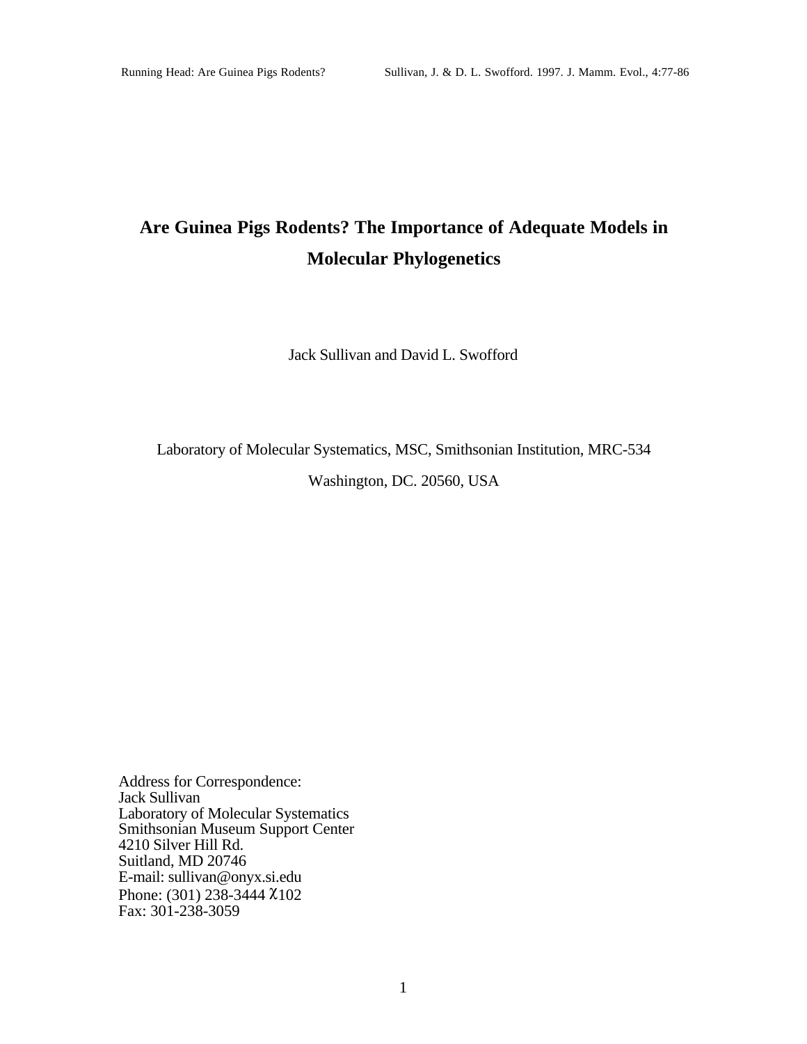# Are Guinea Pigs Rodents? The Importance of Adequate Models in Molecular Phylogenetics

Jack Sullivan and David L. Swofford

Laboratory of Molecular Systematics, MSC, Smithsonian Institution, MRC-534

Washington, DC. 20560, USA

Address for Correspondence:
Jack Sullivan
Laboratory of Molecular Systematics
Smithsonian Museum Support Center
4210 Silver Hill Rd.
Suitland, MD 20746
E-mail: sullivan@onyx.si.edu
Phone: (301) 238-3444 χ102
Fax: 301-238-3059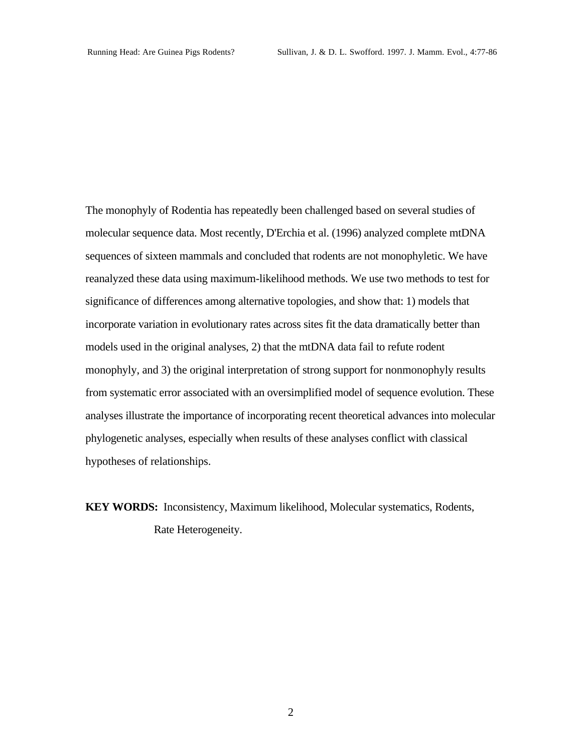The monophyly of Rodentia has repeatedly been challenged based on several studies of molecular sequence data. Most recently, D'Erchia et al. (1996) analyzed complete mtDNA sequences of sixteen mammals and concluded that rodents are not monophyletic. We have reanalyzed these data using maximum-likelihood methods. We use two methods to test for significance of differences among alternative topologies, and show that: 1) models that incorporate variation in evolutionary rates across sites fit the data dramatically better than models used in the original analyses, 2) that the mtDNA data fail to refute rodent monophyly, and 3) the original interpretation of strong support for nonmonophyly results from systematic error associated with an oversimplified model of sequence evolution. These analyses illustrate the importance of incorporating recent theoretical advances into molecular phylogenetic analyses, especially when results of these analyses conflict with classical hypotheses of relationships.

**KEY WORDS:** Inconsistency, Maximum likelihood, Molecular systematics, Rodents, Rate Heterogeneity.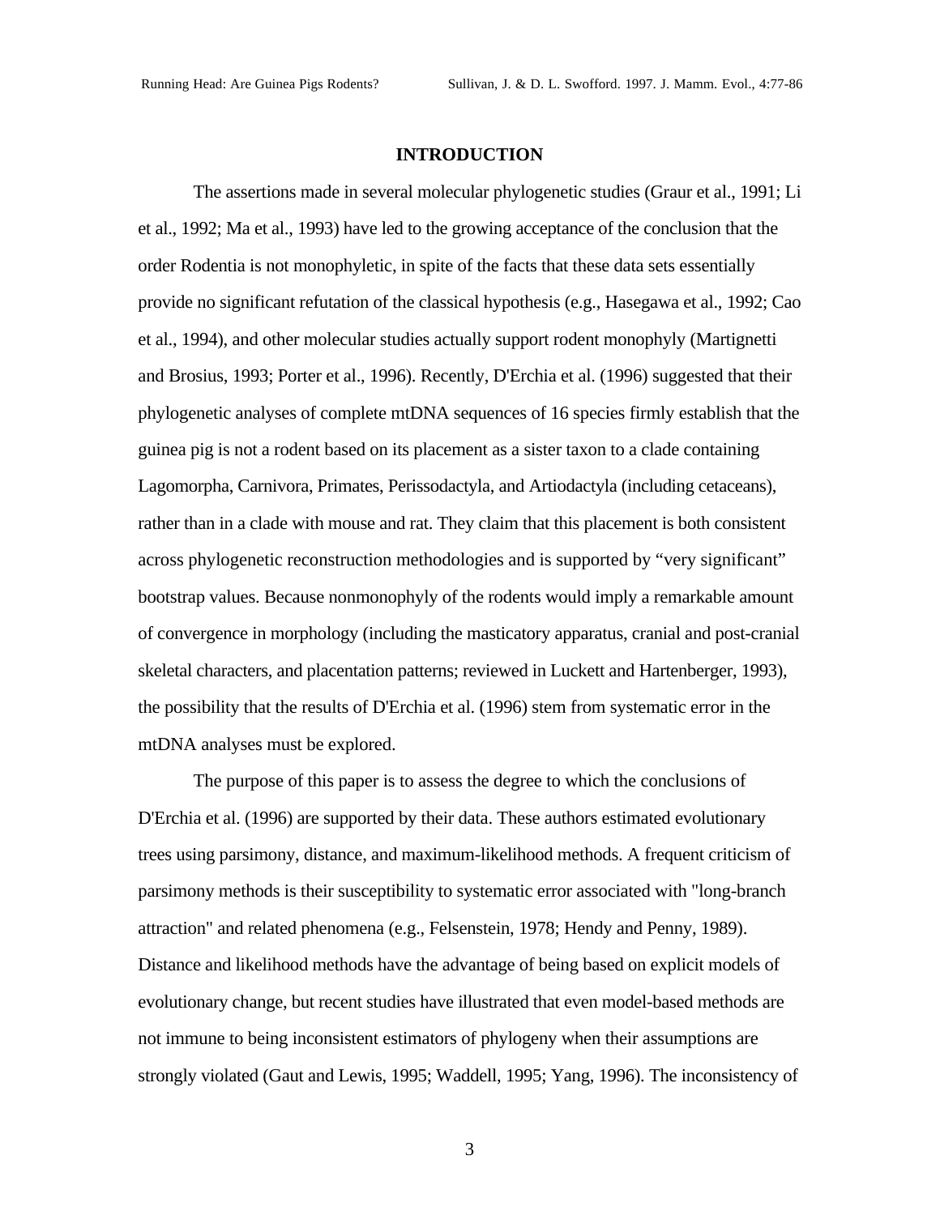## INTRODUCTION

The assertions made in several molecular phylogenetic studies (Graur et al., 1991; Li et al., 1992; Ma et al., 1993) have led to the growing acceptance of the conclusion that the order Rodentia is not monophyletic, in spite of the facts that these data sets essentially provide no significant refutation of the classical hypothesis (e.g., Hasegawa et al., 1992; Cao et al., 1994), and other molecular studies actually support rodent monophyly (Martignetti and Brosius, 1993; Porter et al., 1996). Recently, D'Erchia et al. (1996) suggested that their phylogenetic analyses of complete mtDNA sequences of 16 species firmly establish that the guinea pig is not a rodent based on its placement as a sister taxon to a clade containing Lagomorpha, Carnivora, Primates, Perissodactyla, and Artiodactyla (including cetaceans), rather than in a clade with mouse and rat. They claim that this placement is both consistent across phylogenetic reconstruction methodologies and is supported by "very significant" bootstrap values. Because nonmonophyly of the rodents would imply a remarkable amount of convergence in morphology (including the masticatory apparatus, cranial and post-cranial skeletal characters, and placentation patterns; reviewed in Luckett and Hartenberger, 1993), the possibility that the results of D'Erchia et al. (1996) stem from systematic error in the mtDNA analyses must be explored.

The purpose of this paper is to assess the degree to which the conclusions of D'Erchia et al. (1996) are supported by their data. These authors estimated evolutionary trees using parsimony, distance, and maximum-likelihood methods. A frequent criticism of parsimony methods is their susceptibility to systematic error associated with "long-branch attraction" and related phenomena (e.g., Felsenstein, 1978; Hendy and Penny, 1989). Distance and likelihood methods have the advantage of being based on explicit models of evolutionary change, but recent studies have illustrated that even model-based methods are not immune to being inconsistent estimators of phylogeny when their assumptions are strongly violated (Gaut and Lewis, 1995; Waddell, 1995; Yang, 1996). The inconsistency of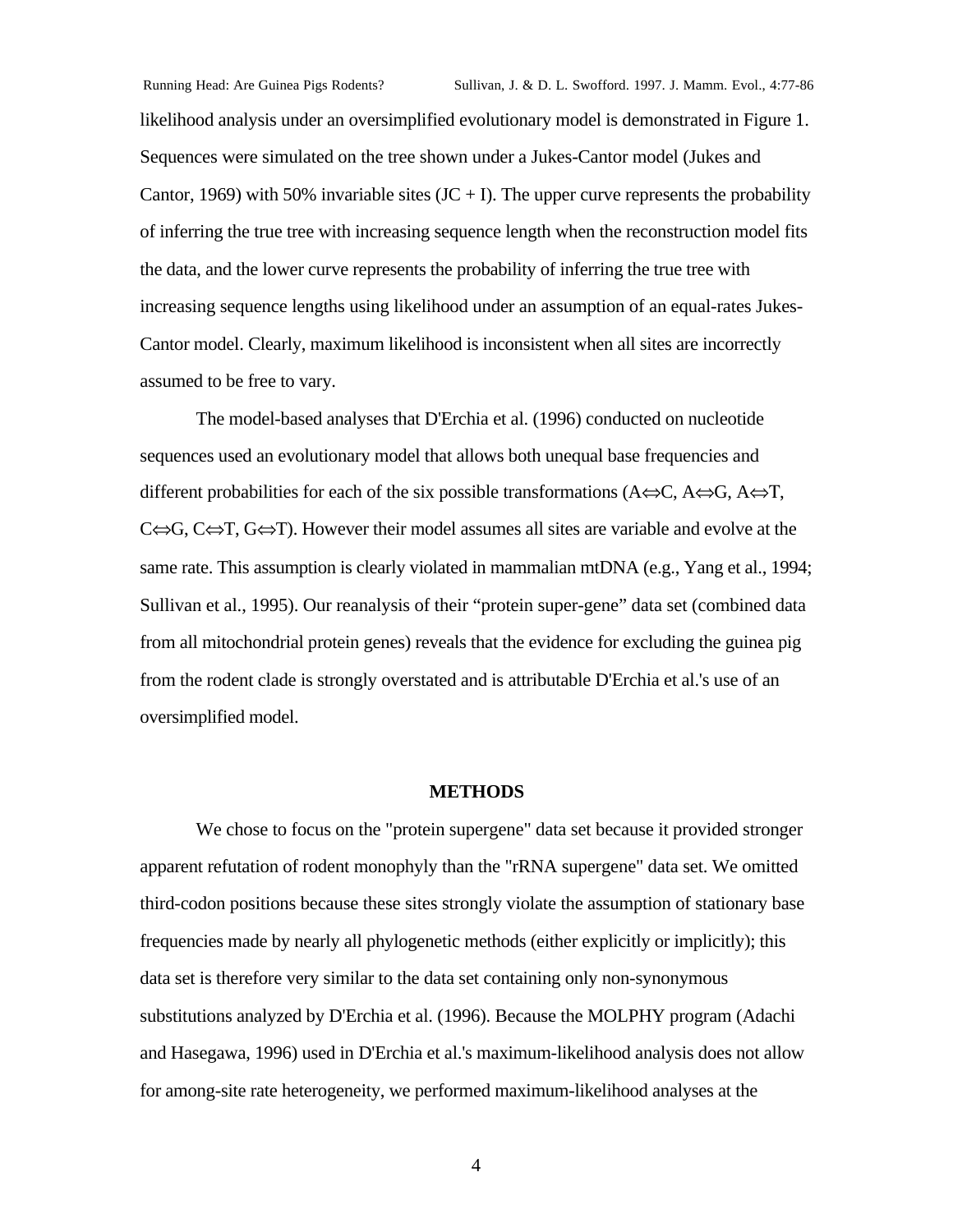likelihood analysis under an oversimplified evolutionary model is demonstrated in Figure 1. Sequences were simulated on the tree shown under a Jukes-Cantor model (Jukes and Cantor, 1969) with 50% invariable sites (JC + I). The upper curve represents the probability of inferring the true tree with increasing sequence length when the reconstruction model fits the data, and the lower curve represents the probability of inferring the true tree with increasing sequence lengths using likelihood under an assumption of an equal-rates Jukes-Cantor model. Clearly, maximum likelihood is inconsistent when all sites are incorrectly assumed to be free to vary.

The model-based analyses that D'Erchia et al. (1996) conducted on nucleotide sequences used an evolutionary model that allows both unequal base frequencies and different probabilities for each of the six possible transformations (A⇔C, A⇔G, A⇔T, C⇔G, C⇔T, G⇔T). However their model assumes all sites are variable and evolve at the same rate. This assumption is clearly violated in mammalian mtDNA (e.g., Yang et al., 1994; Sullivan et al., 1995). Our reanalysis of their "protein super-gene" data set (combined data from all mitochondrial protein genes) reveals that the evidence for excluding the guinea pig from the rodent clade is strongly overstated and is attributable D'Erchia et al.'s use of an oversimplified model.

## METHODS

We chose to focus on the "protein supergene" data set because it provided stronger apparent refutation of rodent monophyly than the "rRNA supergene" data set. We omitted third-codon positions because these sites strongly violate the assumption of stationary base frequencies made by nearly all phylogenetic methods (either explicitly or implicitly); this data set is therefore very similar to the data set containing only non-synonymous substitutions analyzed by D'Erchia et al. (1996). Because the MOLPHY program (Adachi and Hasegawa, 1996) used in D'Erchia et al.'s maximum-likelihood analysis does not allow for among-site rate heterogeneity, we performed maximum-likelihood analyses at the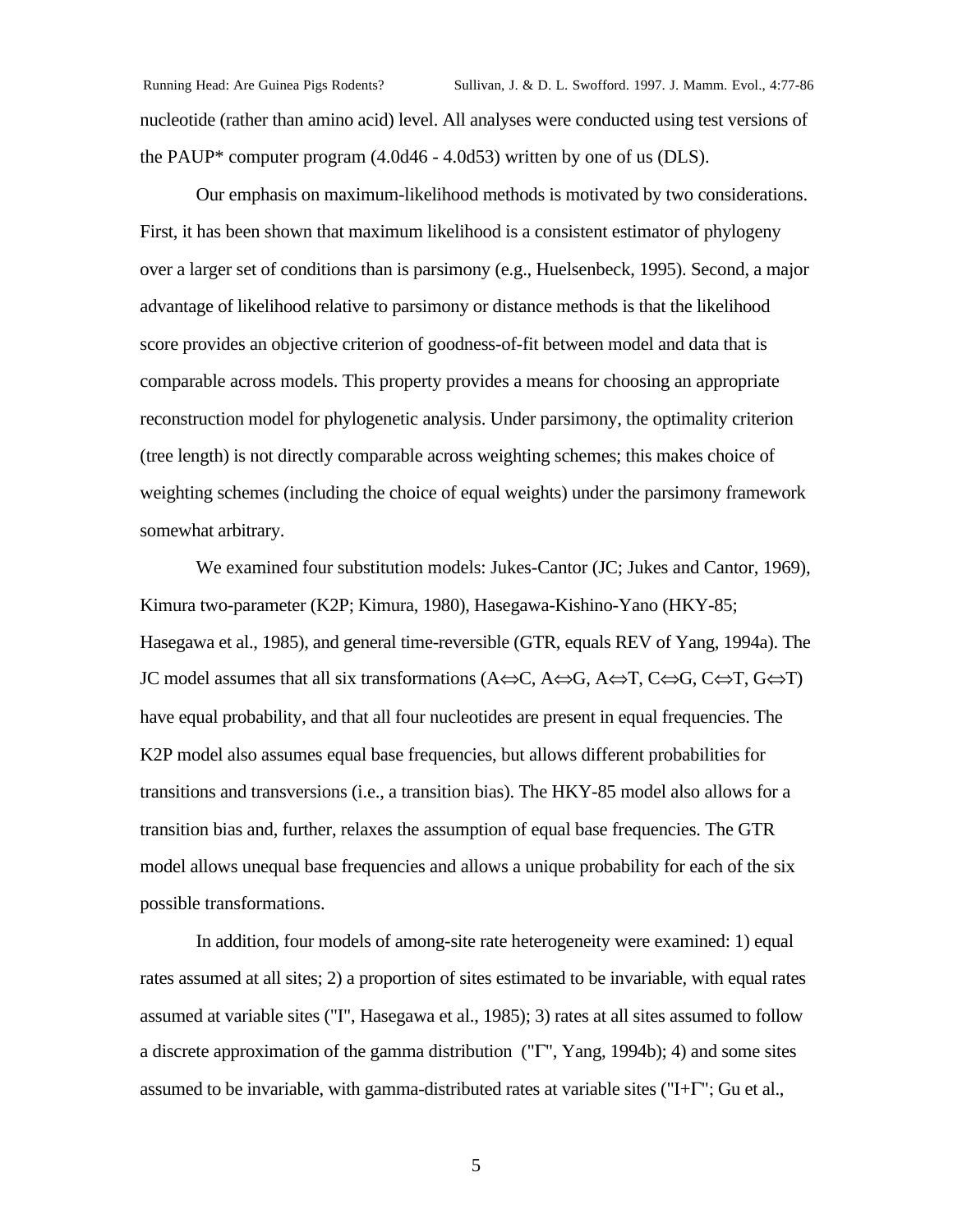nucleotide (rather than amino acid) level. All analyses were conducted using test versions of the PAUP* computer program (4.0d46 - 4.0d53) written by one of us (DLS).

Our emphasis on maximum-likelihood methods is motivated by two considerations. First, it has been shown that maximum likelihood is a consistent estimator of phylogeny over a larger set of conditions than is parsimony (e.g., Huelsenbeck, 1995). Second, a major advantage of likelihood relative to parsimony or distance methods is that the likelihood score provides an objective criterion of goodness-of-fit between model and data that is comparable across models. This property provides a means for choosing an appropriate reconstruction model for phylogenetic analysis. Under parsimony, the optimality criterion (tree length) is not directly comparable across weighting schemes; this makes choice of weighting schemes (including the choice of equal weights) under the parsimony framework somewhat arbitrary.

We examined four substitution models: Jukes-Cantor (JC; Jukes and Cantor, 1969), Kimura two-parameter (K2P; Kimura, 1980), Hasegawa-Kishino-Yano (HKY-85; Hasegawa et al., 1985), and general time-reversible (GTR, equals REV of Yang, 1994a). The JC model assumes that all six transformations (A⇔C, A⇔G, A⇔T, C⇔G, C⇔T, G⇔T) have equal probability, and that all four nucleotides are present in equal frequencies. The K2P model also assumes equal base frequencies, but allows different probabilities for transitions and transversions (i.e., a transition bias). The HKY-85 model also allows for a transition bias and, further, relaxes the assumption of equal base frequencies. The GTR model allows unequal base frequencies and allows a unique probability for each of the six possible transformations.

In addition, four models of among-site rate heterogeneity were examined: 1) equal rates assumed at all sites; 2) a proportion of sites estimated to be invariable, with equal rates assumed at variable sites ("I", Hasegawa et al., 1985); 3) rates at all sites assumed to follow a discrete approximation of the gamma distribution ("Γ", Yang, 1994b); 4) and some sites assumed to be invariable, with gamma-distributed rates at variable sites ("I+Γ"; Gu et al.,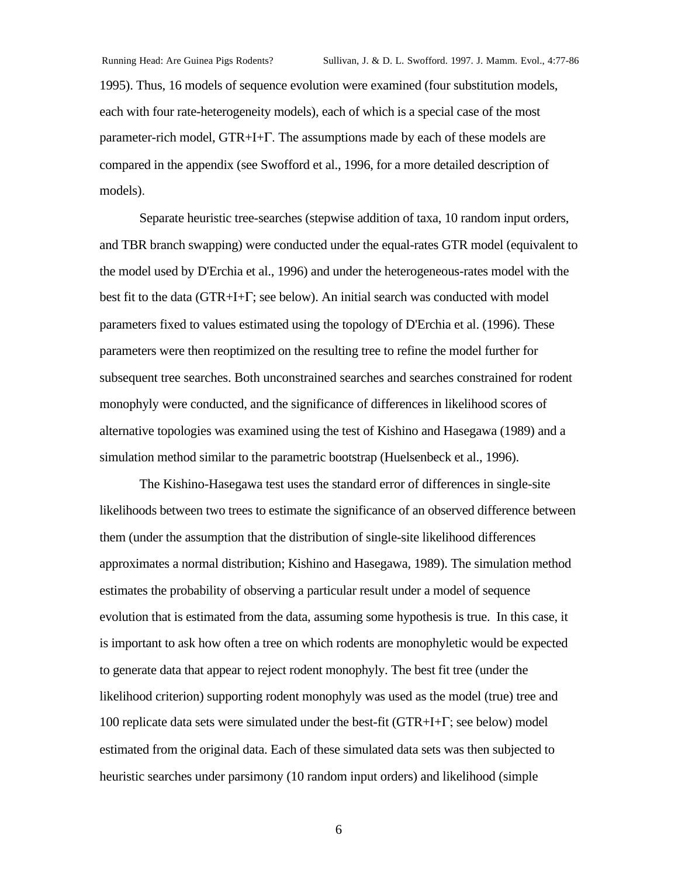1995). Thus, 16 models of sequence evolution were examined (four substitution models, each with four rate-heterogeneity models), each of which is a special case of the most parameter-rich model, GTR+I+Γ. The assumptions made by each of these models are compared in the appendix (see Swofford et al., 1996, for a more detailed description of models).

Separate heuristic tree-searches (stepwise addition of taxa, 10 random input orders, and TBR branch swapping) were conducted under the equal-rates GTR model (equivalent to the model used by D'Erchia et al., 1996) and under the heterogeneous-rates model with the best fit to the data (GTR+I+Γ; see below). An initial search was conducted with model parameters fixed to values estimated using the topology of D'Erchia et al. (1996). These parameters were then reoptimized on the resulting tree to refine the model further for subsequent tree searches. Both unconstrained searches and searches constrained for rodent monophyly were conducted, and the significance of differences in likelihood scores of alternative topologies was examined using the test of Kishino and Hasegawa (1989) and a simulation method similar to the parametric bootstrap (Huelsenbeck et al., 1996).

The Kishino-Hasegawa test uses the standard error of differences in single-site likelihoods between two trees to estimate the significance of an observed difference between them (under the assumption that the distribution of single-site likelihood differences approximates a normal distribution; Kishino and Hasegawa, 1989). The simulation method estimates the probability of observing a particular result under a model of sequence evolution that is estimated from the data, assuming some hypothesis is true. In this case, it is important to ask how often a tree on which rodents are monophyletic would be expected to generate data that appear to reject rodent monophyly. The best fit tree (under the likelihood criterion) supporting rodent monophyly was used as the model (true) tree and 100 replicate data sets were simulated under the best-fit (GTR+I+Γ; see below) model estimated from the original data. Each of these simulated data sets was then subjected to heuristic searches under parsimony (10 random input orders) and likelihood (simple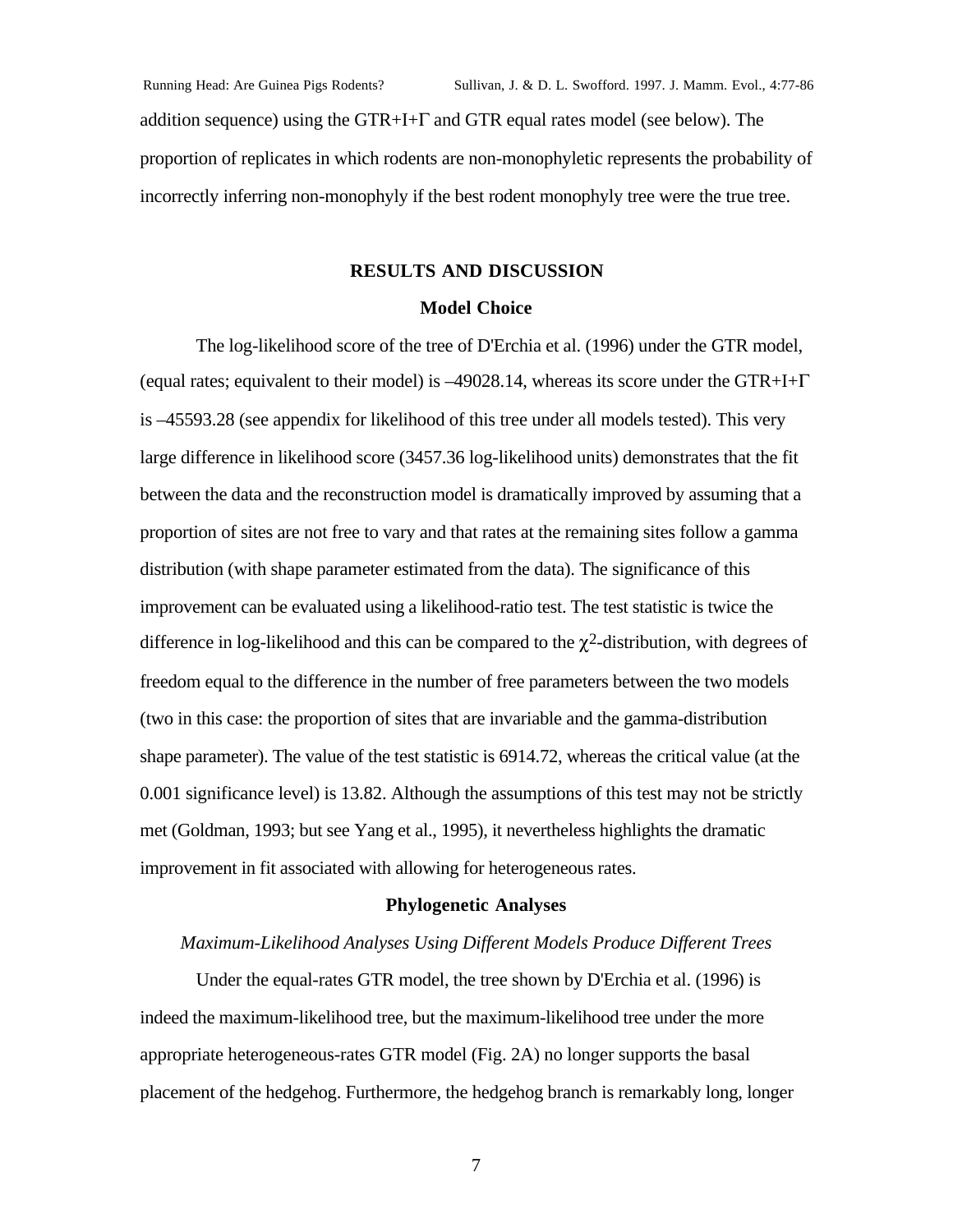addition sequence) using the GTR+I+Γ and GTR equal rates model (see below). The proportion of replicates in which rodents are non-monophyletic represents the probability of incorrectly inferring non-monophyly if the best rodent monophyly tree were the true tree.

## RESULTS AND DISCUSSION

### Model Choice

The log-likelihood score of the tree of D'Erchia et al. (1996) under the GTR model, (equal rates; equivalent to their model) is –49028.14, whereas its score under the GTR+I+Γ is –45593.28 (see appendix for likelihood of this tree under all models tested). This very large difference in likelihood score (3457.36 log-likelihood units) demonstrates that the fit between the data and the reconstruction model is dramatically improved by assuming that a proportion of sites are not free to vary and that rates at the remaining sites follow a gamma distribution (with shape parameter estimated from the data). The significance of this improvement can be evaluated using a likelihood-ratio test. The test statistic is twice the difference in log-likelihood and this can be compared to the $\chi^2$-distribution, with degrees of freedom equal to the difference in the number of free parameters between the two models (two in this case: the proportion of sites that are invariable and the gamma-distribution shape parameter). The value of the test statistic is 6914.72, whereas the critical value (at the 0.001 significance level) is 13.82. Although the assumptions of this test may not be strictly met (Goldman, 1993; but see Yang et al., 1995), it nevertheless highlights the dramatic improvement in fit associated with allowing for heterogeneous rates.

### Phylogenetic Analyses

*Maximum-Likelihood Analyses Using Different Models Produce Different Trees*

Under the equal-rates GTR model, the tree shown by D'Erchia et al. (1996) is indeed the maximum-likelihood tree, but the maximum-likelihood tree under the more appropriate heterogeneous-rates GTR model (Fig. 2A) no longer supports the basal placement of the hedgehog. Furthermore, the hedgehog branch is remarkably long, longer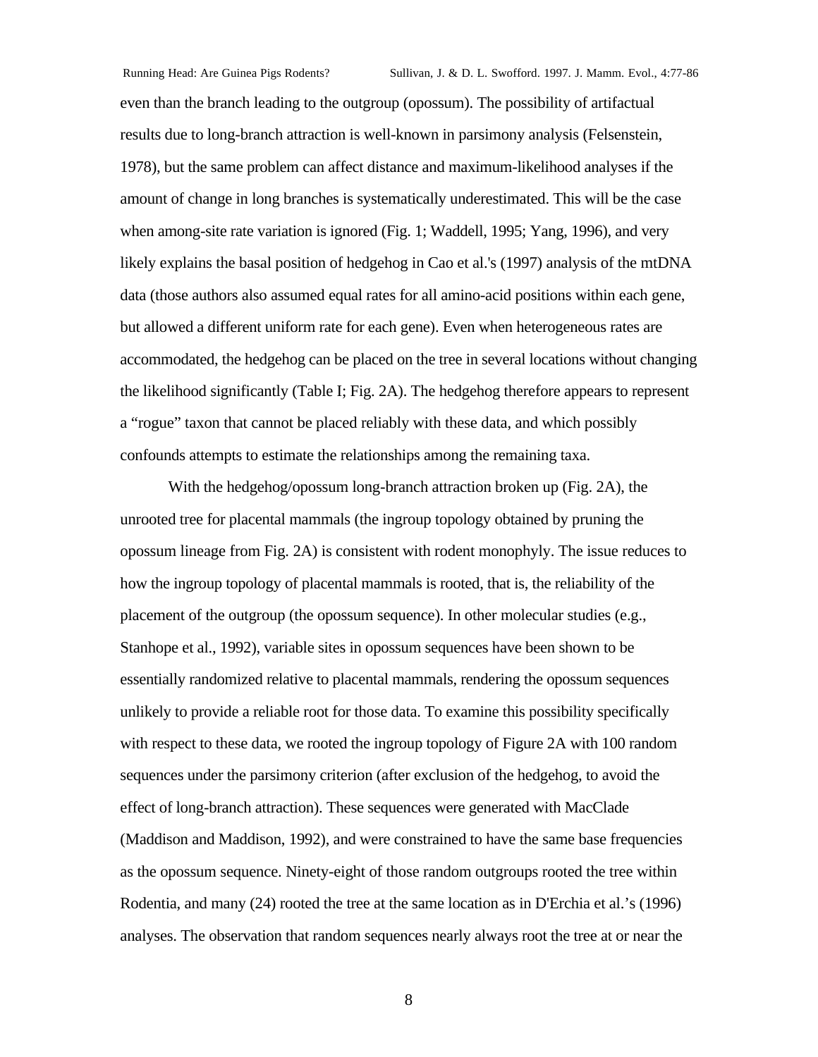even than the branch leading to the outgroup (opossum). The possibility of artifactual results due to long-branch attraction is well-known in parsimony analysis (Felsenstein, 1978), but the same problem can affect distance and maximum-likelihood analyses if the amount of change in long branches is systematically underestimated. This will be the case when among-site rate variation is ignored (Fig. 1; Waddell, 1995; Yang, 1996), and very likely explains the basal position of hedgehog in Cao et al.'s (1997) analysis of the mtDNA data (those authors also assumed equal rates for all amino-acid positions within each gene, but allowed a different uniform rate for each gene). Even when heterogeneous rates are accommodated, the hedgehog can be placed on the tree in several locations without changing the likelihood significantly (Table I; Fig. 2A). The hedgehog therefore appears to represent a "rogue" taxon that cannot be placed reliably with these data, and which possibly confounds attempts to estimate the relationships among the remaining taxa.

With the hedgehog/opossum long-branch attraction broken up (Fig. 2A), the unrooted tree for placental mammals (the ingroup topology obtained by pruning the opossum lineage from Fig. 2A) is consistent with rodent monophyly. The issue reduces to how the ingroup topology of placental mammals is rooted, that is, the reliability of the placement of the outgroup (the opossum sequence). In other molecular studies (e.g., Stanhope et al., 1992), variable sites in opossum sequences have been shown to be essentially randomized relative to placental mammals, rendering the opossum sequences unlikely to provide a reliable root for those data. To examine this possibility specifically with respect to these data, we rooted the ingroup topology of Figure 2A with 100 random sequences under the parsimony criterion (after exclusion of the hedgehog, to avoid the effect of long-branch attraction). These sequences were generated with MacClade (Maddison and Maddison, 1992), and were constrained to have the same base frequencies as the opossum sequence. Ninety-eight of those random outgroups rooted the tree within Rodentia, and many (24) rooted the tree at the same location as in D'Erchia et al.'s (1996) analyses. The observation that random sequences nearly always root the tree at or near the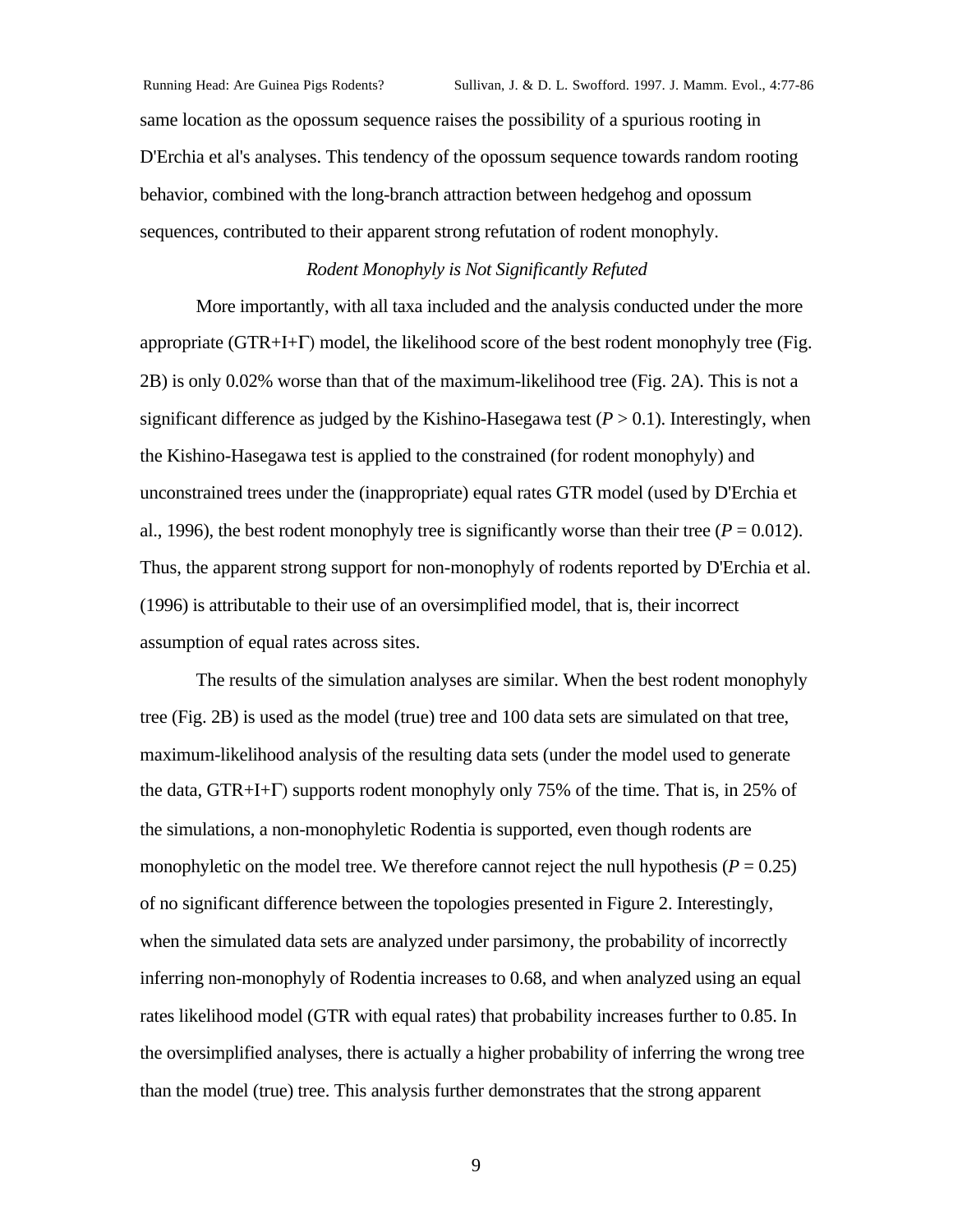same location as the opossum sequence raises the possibility of a spurious rooting in D'Erchia et al's analyses. This tendency of the opossum sequence towards random rooting behavior, combined with the long-branch attraction between hedgehog and opossum sequences, contributed to their apparent strong refutation of rodent monophyly.

### *Rodent Monophyly is Not Significantly Refuted*

More importantly, with all taxa included and the analysis conducted under the more appropriate (GTR+I+Γ) model, the likelihood score of the best rodent monophyly tree (Fig. 2B) is only 0.02% worse than that of the maximum-likelihood tree (Fig. 2A). This is not a significant difference as judged by the Kishino-Hasegawa test ($P > 0.1$). Interestingly, when the Kishino-Hasegawa test is applied to the constrained (for rodent monophyly) and unconstrained trees under the (inappropriate) equal rates GTR model (used by D'Erchia et al., 1996), the best rodent monophyly tree is significantly worse than their tree ($P = 0.012$). Thus, the apparent strong support for non-monophyly of rodents reported by D'Erchia et al. (1996) is attributable to their use of an oversimplified model, that is, their incorrect assumption of equal rates across sites.

The results of the simulation analyses are similar. When the best rodent monophyly tree (Fig. 2B) is used as the model (true) tree and 100 data sets are simulated on that tree, maximum-likelihood analysis of the resulting data sets (under the model used to generate the data, GTR+I+Γ) supports rodent monophyly only 75% of the time. That is, in 25% of the simulations, a non-monophyletic Rodentia is supported, even though rodents are monophyletic on the model tree. We therefore cannot reject the null hypothesis ($P = 0.25$) of no significant difference between the topologies presented in Figure 2. Interestingly, when the simulated data sets are analyzed under parsimony, the probability of incorrectly inferring non-monophyly of Rodentia increases to 0.68, and when analyzed using an equal rates likelihood model (GTR with equal rates) that probability increases further to 0.85. In the oversimplified analyses, there is actually a higher probability of inferring the wrong tree than the model (true) tree. This analysis further demonstrates that the strong apparent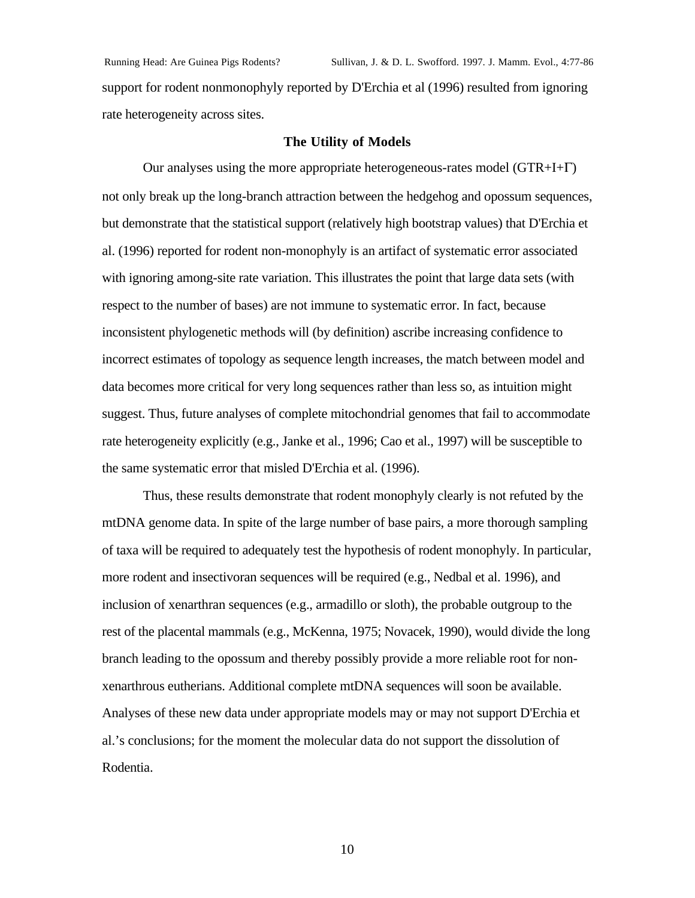support for rodent nonmonophyly reported by D'Erchia et al (1996) resulted from ignoring rate heterogeneity across sites.

### The Utility of Models

Our analyses using the more appropriate heterogeneous-rates model (GTR+I+$\Gamma$) not only break up the long-branch attraction between the hedgehog and opossum sequences, but demonstrate that the statistical support (relatively high bootstrap values) that D'Erchia et al. (1996) reported for rodent non-monophyly is an artifact of systematic error associated with ignoring among-site rate variation. This illustrates the point that large data sets (with respect to the number of bases) are not immune to systematic error. In fact, because inconsistent phylogenetic methods will (by definition) ascribe increasing confidence to incorrect estimates of topology as sequence length increases, the match between model and data becomes more critical for very long sequences rather than less so, as intuition might suggest. Thus, future analyses of complete mitochondrial genomes that fail to accommodate rate heterogeneity explicitly (e.g., Janke et al., 1996; Cao et al., 1997) will be susceptible to the same systematic error that misled D'Erchia et al. (1996).

Thus, these results demonstrate that rodent monophyly clearly is not refuted by the mtDNA genome data. In spite of the large number of base pairs, a more thorough sampling of taxa will be required to adequately test the hypothesis of rodent monophyly. In particular, more rodent and insectivoran sequences will be required (e.g., Nedbal et al. 1996), and inclusion of xenarthran sequences (e.g., armadillo or sloth), the probable outgroup to the rest of the placental mammals (e.g., McKenna, 1975; Novacek, 1990), would divide the long branch leading to the opossum and thereby possibly provide a more reliable root for non-xenarthrous eutherians. Additional complete mtDNA sequences will soon be available. Analyses of these new data under appropriate models may or may not support D'Erchia et al.'s conclusions; for the moment the molecular data do not support the dissolution of Rodentia.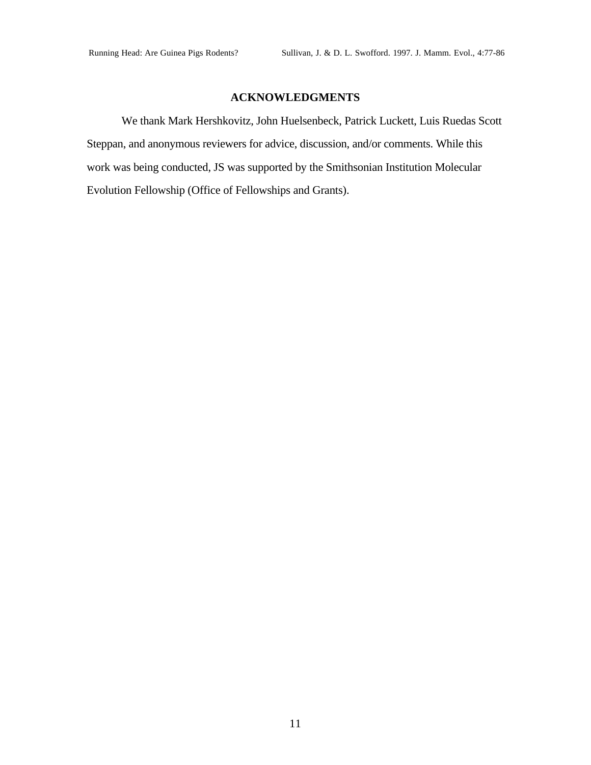## ACKNOWLEDGMENTS

We thank Mark Hershkovitz, John Huelsenbeck, Patrick Luckett, Luis Ruedas Scott Steppan, and anonymous reviewers for advice, discussion, and/or comments. While this work was being conducted, JS was supported by the Smithsonian Institution Molecular Evolution Fellowship (Office of Fellowships and Grants).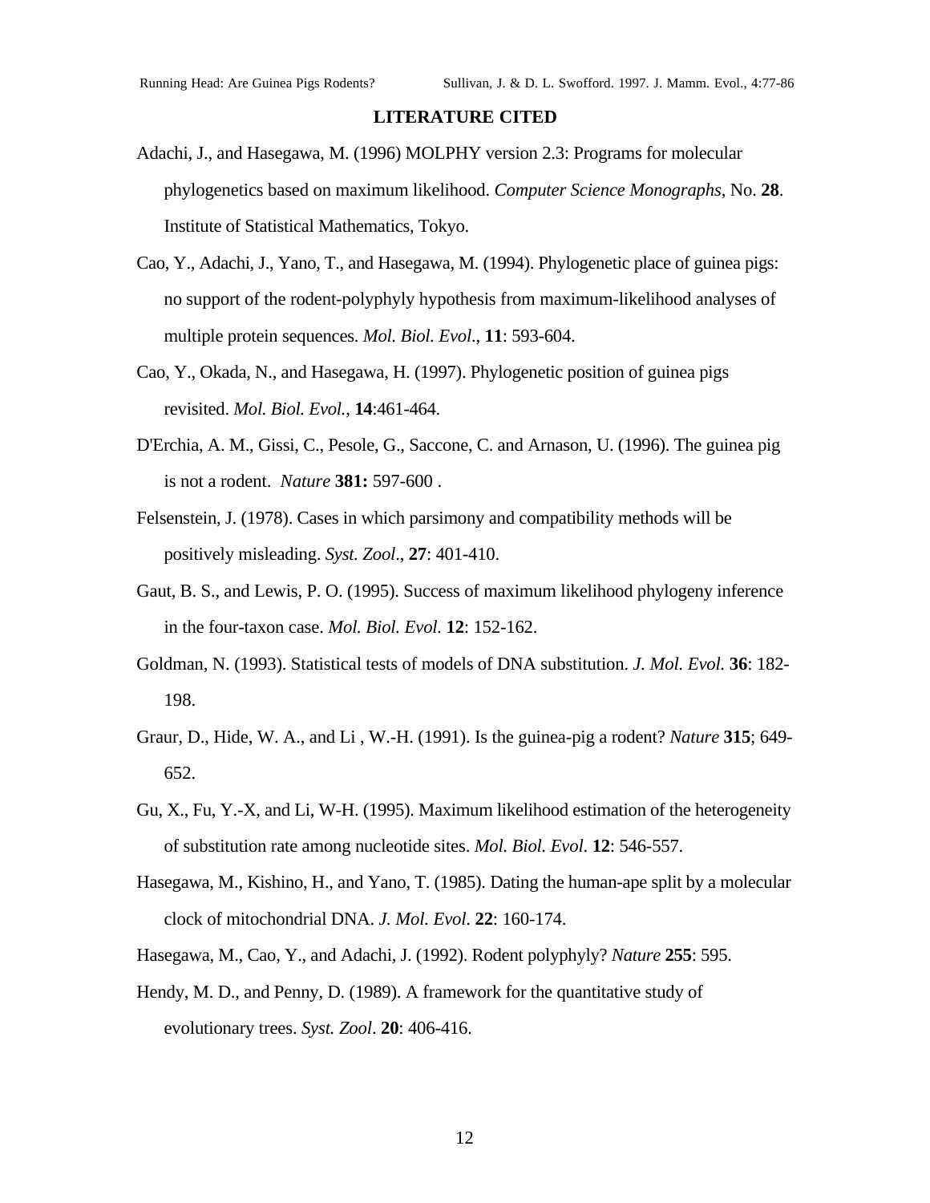## LITERATURE CITED

Adachi, J., and Hasegawa, M. (1996) MOLPHY version 2.3: Programs for molecular phylogenetics based on maximum likelihood. *Computer Science Monographs*, No. **28**. Institute of Statistical Mathematics, Tokyo.

Cao, Y., Adachi, J., Yano, T., and Hasegawa, M. (1994). Phylogenetic place of guinea pigs: no support of the rodent-polyphyly hypothesis from maximum-likelihood analyses of multiple protein sequences. *Mol. Biol. Evol*., **11**: 593-604.

Cao, Y., Okada, N., and Hasegawa, H. (1997). Phylogenetic position of guinea pigs revisited. *Mol. Biol. Evol.*, **14**:461-464.

D'Erchia, A. M., Gissi, C., Pesole, G., Saccone, C. and Arnason, U. (1996). The guinea pig is not a rodent. *Nature* **381:** 597-600 .

Felsenstein, J. (1978). Cases in which parsimony and compatibility methods will be positively misleading. *Syst. Zool*., **27**: 401-410.

Gaut, B. S., and Lewis, P. O. (1995). Success of maximum likelihood phylogeny inference in the four-taxon case. *Mol. Biol. Evol.* **12**: 152-162.

Goldman, N. (1993). Statistical tests of models of DNA substitution. *J. Mol. Evol.* **36**: 182-198.

Graur, D., Hide, W. A., and Li , W.-H. (1991). Is the guinea-pig a rodent? *Nature* **315**; 649-652.

Gu, X., Fu, Y.-X, and Li, W-H. (1995). Maximum likelihood estimation of the heterogeneity of substitution rate among nucleotide sites. *Mol. Biol. Evol.* **12**: 546-557.

Hasegawa, M., Kishino, H., and Yano, T. (1985). Dating the human-ape split by a molecular clock of mitochondrial DNA. *J. Mol. Evol*. **22**: 160-174.

Hasegawa, M., Cao, Y., and Adachi, J. (1992). Rodent polyphyly? *Nature* **255**: 595.

Hendy, M. D., and Penny, D. (1989). A framework for the quantitative study of evolutionary trees. *Syst. Zool*. **20**: 406-416.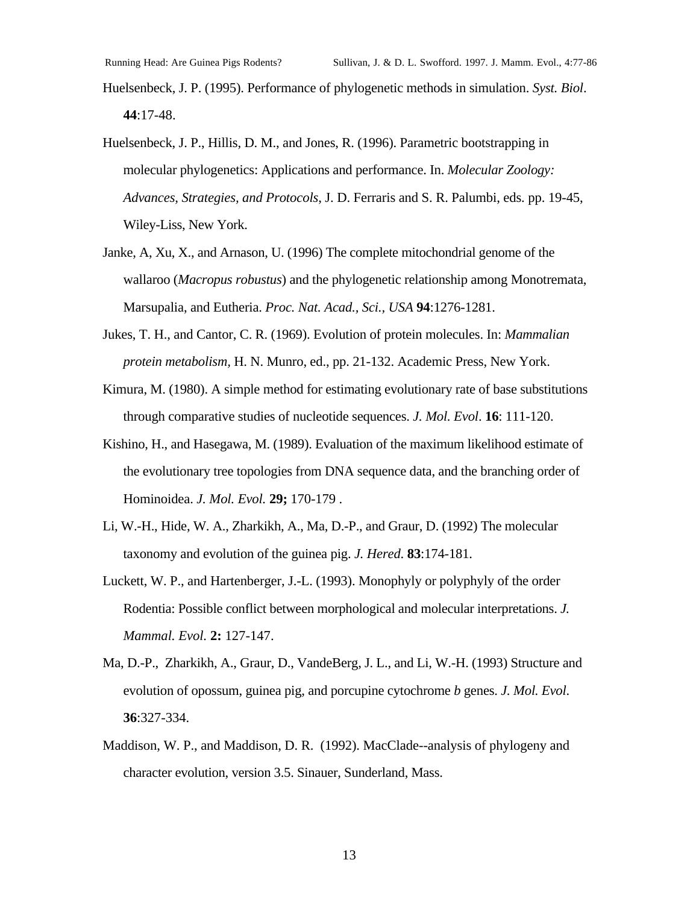Huelsenbeck, J. P. (1995). Performance of phylogenetic methods in simulation. *Syst. Biol.* **44**:17-48.

Huelsenbeck, J. P., Hillis, D. M., and Jones, R. (1996). Parametric bootstrapping in molecular phylogenetics: Applications and performance. In. *Molecular Zoology: Advances, Strategies, and Protocols*, J. D. Ferraris and S. R. Palumbi, eds. pp. 19-45, Wiley-Liss, New York.

Janke, A, Xu, X., and Arnason, U. (1996) The complete mitochondrial genome of the wallaroo (*Macropus robustus*) and the phylogenetic relationship among Monotremata, Marsupalia, and Eutheria. *Proc. Nat. Acad., Sci., USA* **94**:1276-1281.

Jukes, T. H., and Cantor, C. R. (1969). Evolution of protein molecules. In: *Mammalian protein metabolism,* H. N. Munro, ed., pp. 21-132. Academic Press, New York.

Kimura, M. (1980). A simple method for estimating evolutionary rate of base substitutions through comparative studies of nucleotide sequences. *J. Mol. Evol*. **16**: 111-120.

Kishino, H., and Hasegawa, M. (1989). Evaluation of the maximum likelihood estimate of the evolutionary tree topologies from DNA sequence data, and the branching order of Hominoidea. *J. Mol. Evol.* **29;** 170-179 .

Li, W.-H., Hide, W. A., Zharkikh, A., Ma, D.-P., and Graur, D. (1992) The molecular taxonomy and evolution of the guinea pig. *J. Hered*. **83**:174-181.

Luckett, W. P., and Hartenberger, J.-L. (1993). Monophyly or polyphyly of the order Rodentia: Possible conflict between morphological and molecular interpretations. *J. Mammal. Evol.* **2:** 127-147.

Ma, D.-P., Zharkikh, A., Graur, D., VandeBerg, J. L., and Li, W.-H. (1993) Structure and evolution of opossum, guinea pig, and porcupine cytochrome *b* genes. *J. Mol. Evol.* **36**:327-334.

Maddison, W. P., and Maddison, D. R. (1992). MacClade--analysis of phylogeny and character evolution, version 3.5. Sinauer, Sunderland, Mass.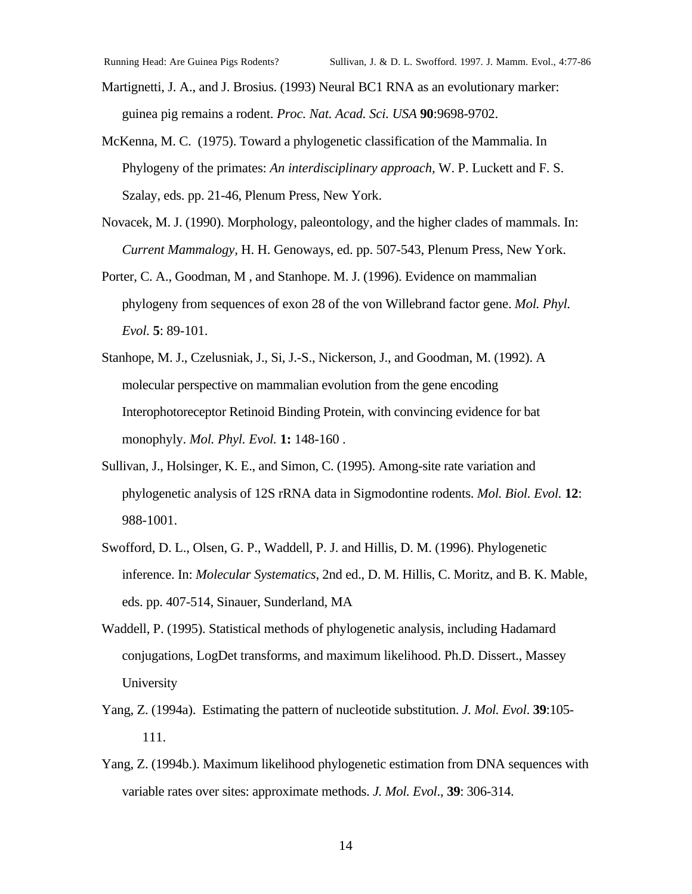Martignetti, J. A., and J. Brosius. (1993) Neural BC1 RNA as an evolutionary marker: guinea pig remains a rodent. *Proc. Nat. Acad. Sci. USA* **90**:9698-9702.

McKenna, M. C. (1975). Toward a phylogenetic classification of the Mammalia. In Phylogeny of the primates: *An interdisciplinary approach,* W. P. Luckett and F. S. Szalay, eds. pp. 21-46, Plenum Press, New York.

Novacek, M. J. (1990). Morphology, paleontology, and the higher clades of mammals. In: *Current Mammalogy,* H. H. Genoways, ed. pp. 507-543, Plenum Press, New York.

Porter, C. A., Goodman, M , and Stanhope. M. J. (1996). Evidence on mammalian phylogeny from sequences of exon 28 of the von Willebrand factor gene. *Mol. Phyl. Evol.* **5**: 89-101.

Stanhope, M. J., Czelusniak, J., Si, J.-S., Nickerson, J., and Goodman, M. (1992). A molecular perspective on mammalian evolution from the gene encoding Interophotoreceptor Retinoid Binding Protein, with convincing evidence for bat monophyly. *Mol. Phyl. Evol.* **1:** 148-160 .

Sullivan, J., Holsinger, K. E., and Simon, C. (1995). Among-site rate variation and phylogenetic analysis of 12S rRNA data in Sigmodontine rodents. *Mol. Biol. Evol.* **12**: 988-1001.

Swofford, D. L., Olsen, G. P., Waddell, P. J. and Hillis, D. M. (1996). Phylogenetic inference. In: *Molecular Systematics*, 2nd ed., D. M. Hillis, C. Moritz, and B. K. Mable, eds. pp. 407-514, Sinauer, Sunderland, MA

Waddell, P. (1995). Statistical methods of phylogenetic analysis, including Hadamard conjugations, LogDet transforms, and maximum likelihood. Ph.D. Dissert., Massey University

Yang, Z. (1994a). Estimating the pattern of nucleotide substitution. *J. Mol. Evol*. **39**:105-111.

Yang, Z. (1994b.). Maximum likelihood phylogenetic estimation from DNA sequences with variable rates over sites: approximate methods. *J. Mol. Evol*., **39**: 306-314.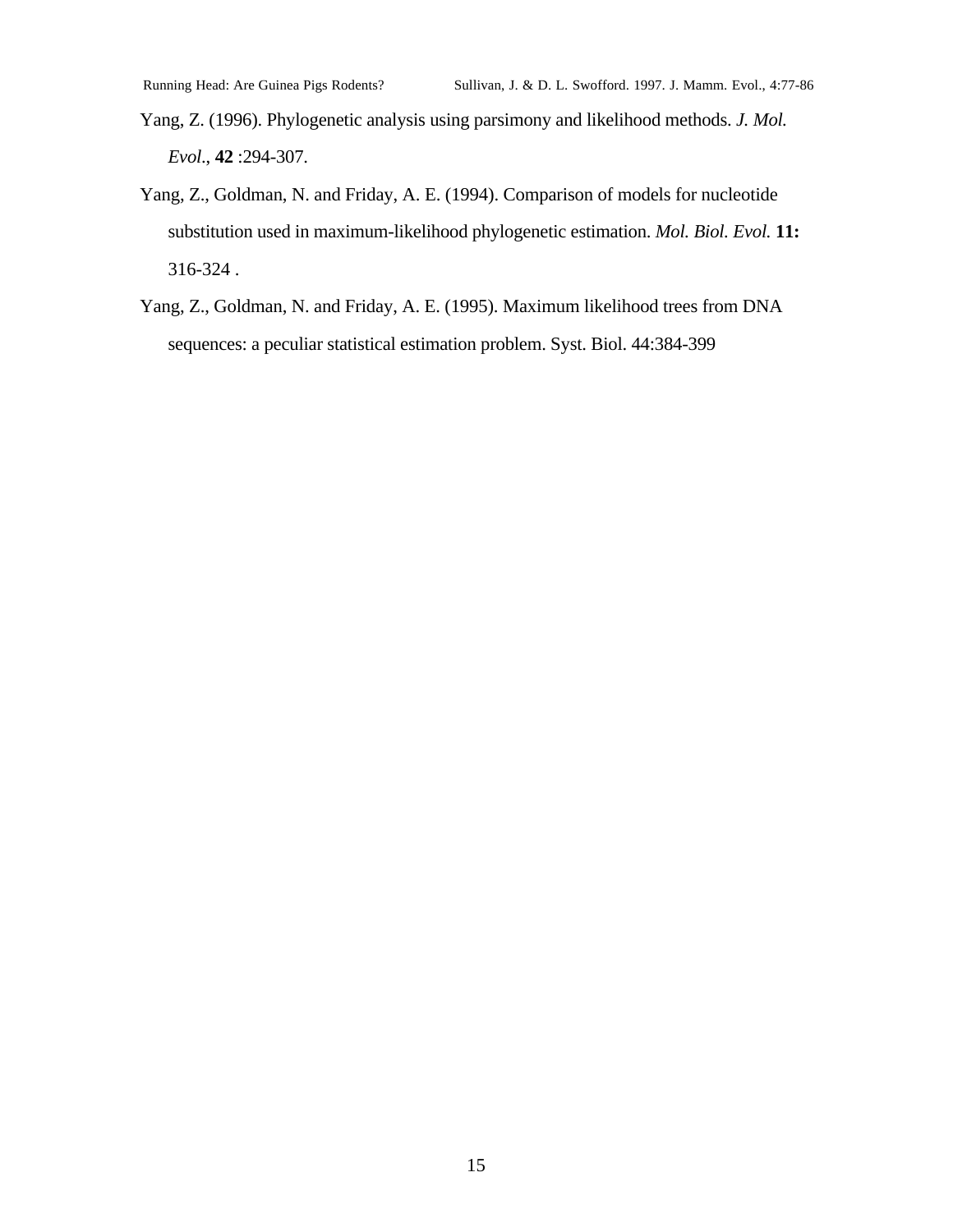Yang, Z. (1996). Phylogenetic analysis using parsimony and likelihood methods. *J. Mol. Evol*., **42** :294-307.

Yang, Z., Goldman, N. and Friday, A. E. (1994). Comparison of models for nucleotide substitution used in maximum-likelihood phylogenetic estimation. *Mol. Biol. Evol.* **11:** 316-324 .

Yang, Z., Goldman, N. and Friday, A. E. (1995). Maximum likelihood trees from DNA sequences: a peculiar statistical estimation problem. Syst. Biol. 44:384-399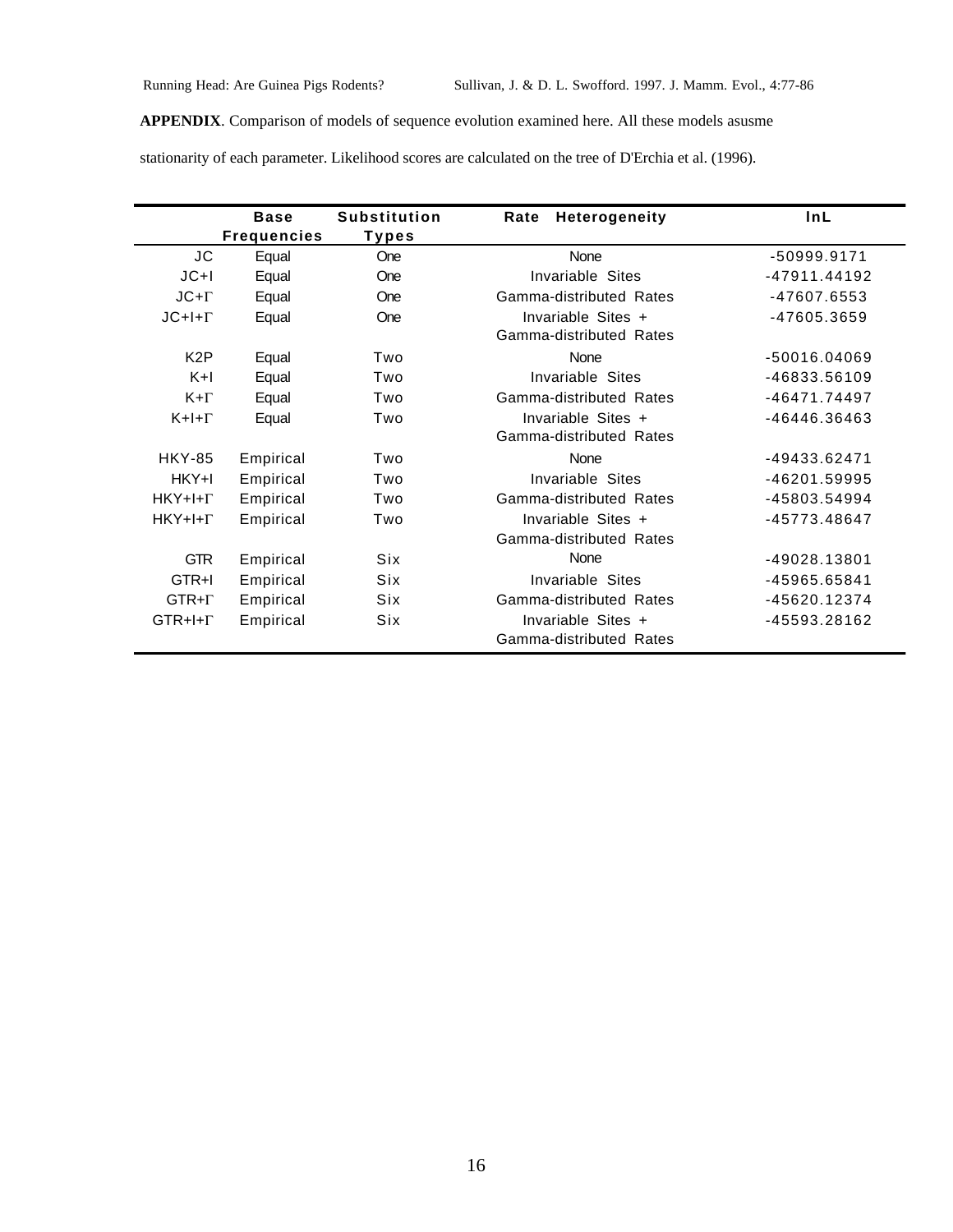**APPENDIX**. Comparison of models of sequence evolution examined here. All these models asusme stationarity of each parameter. Likelihood scores are calculated on the tree of D'Erchia et al. (1996).

| | Base Frequencies | Substitution Types | Rate Heterogeneity | lnL |
|---|---|---|---|---|
| JC | Equal | One | None | -50999.9171 |
| JC+I | Equal | One | Invariable Sites | -47911.44192 |
| JC+Γ | Equal | One | Gamma-distributed Rates | -47607.6553 |
| JC+I+Γ | Equal | One | Invariable Sites + Gamma-distributed Rates | -47605.3659 |
| K2P | Equal | Two | None | -50016.04069 |
| K+I | Equal | Two | Invariable Sites | -46833.56109 |
| K+Γ | Equal | Two | Gamma-distributed Rates | -46471.74497 |
| K+I+Γ | Equal | Two | Invariable Sites + Gamma-distributed Rates | -46446.36463 |
| HKY-85 | Empirical | Two | None | -49433.62471 |
| HKY+I | Empirical | Two | Invariable Sites | -46201.59995 |
| HKY+I+Γ | Empirical | Two | Gamma-distributed Rates | -45803.54994 |
| HKY+I+Γ | Empirical | Two | Invariable Sites + Gamma-distributed Rates | -45773.48647 |
| GTR | Empirical | Six | None | -49028.13801 |
| GTR+I | Empirical | Six | Invariable Sites | -45965.65841 |
| GTR+Γ | Empirical | Six | Gamma-distributed Rates | -45620.12374 |
| GTR+I+Γ | Empirical | Six | Invariable Sites + Gamma-distributed Rates | -45593.28162 |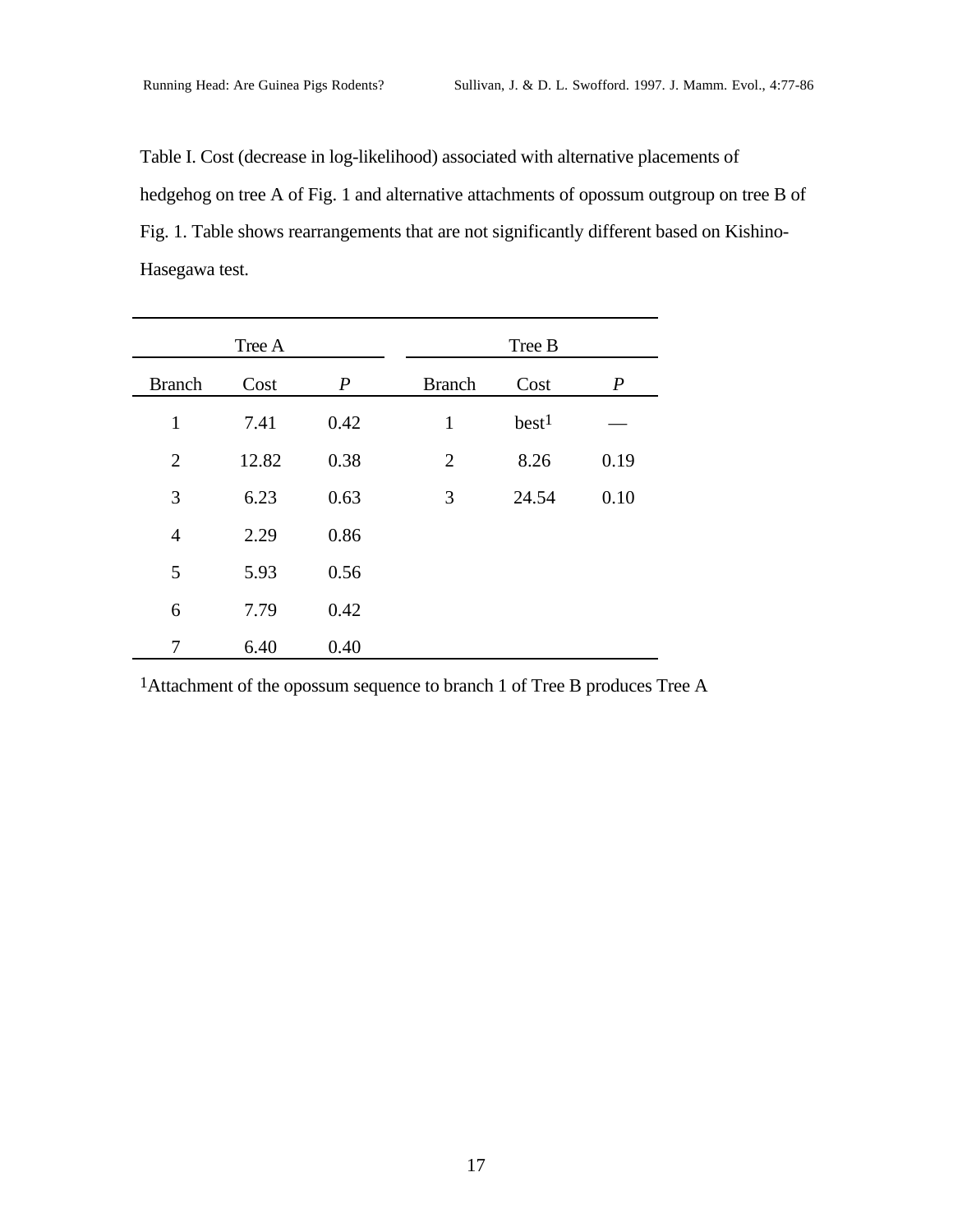Table I. Cost (decrease in log-likelihood) associated with alternative placements of hedgehog on tree A of Fig. 1 and alternative attachments of opossum outgroup on tree B of Fig. 1. Table shows rearrangements that are not significantly different based on Kishino-Hasegawa test.

| Tree A | | | Tree B | | |
|---|---|---|---|---|---|
| Branch | Cost | *P* | Branch | Cost | *P* |
| 1 | 7.41 | 0.42 | 1 | best[1] | — |
| 2 | 12.82 | 0.38 | 2 | 8.26 | 0.19 |
| 3 | 6.23 | 0.63 | 3 | 24.54 | 0.10 |
| 4 | 2.29 | 0.86 | | | |
| 5 | 5.93 | 0.56 | | | |
| 6 | 7.79 | 0.42 | | | |
| 7 | 6.40 | 0.40 | | | |

[1]Attachment of the opossum sequence to branch 1 of Tree B produces Tree A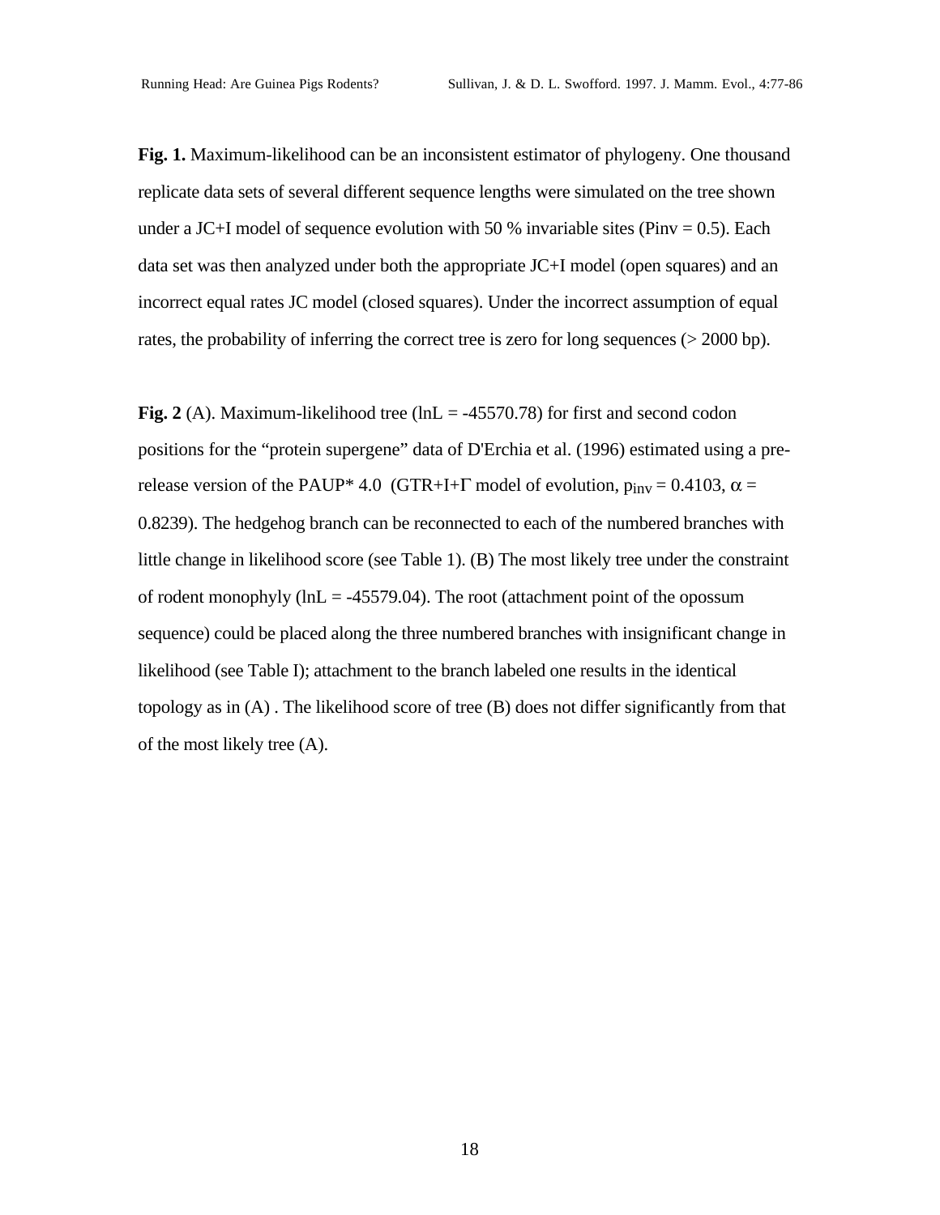**Fig. 1.** Maximum-likelihood can be an inconsistent estimator of phylogeny. One thousand replicate data sets of several different sequence lengths were simulated on the tree shown under a JC+I model of sequence evolution with 50 % invariable sites (Pinv = 0.5). Each data set was then analyzed under both the appropriate JC+I model (open squares) and an incorrect equal rates JC model (closed squares). Under the incorrect assumption of equal rates, the probability of inferring the correct tree is zero for long sequences (> 2000 bp).

**Fig. 2** (A). Maximum-likelihood tree (lnL = -45570.78) for first and second codon positions for the “protein supergene” data of D'Erchia et al. (1996) estimated using a pre-release version of the PAUP* 4.0 (GTR+I+Γ model of evolution, $p_{inv} = 0.4103$, $\alpha = 0.8239$). The hedgehog branch can be reconnected to each of the numbered branches with little change in likelihood score (see Table 1). (B) The most likely tree under the constraint of rodent monophyly (lnL = -45579.04). The root (attachment point of the opossum sequence) could be placed along the three numbered branches with insignificant change in likelihood (see Table I); attachment to the branch labeled one results in the identical topology as in (A) . The likelihood score of tree (B) does not differ significantly from that of the most likely tree (A).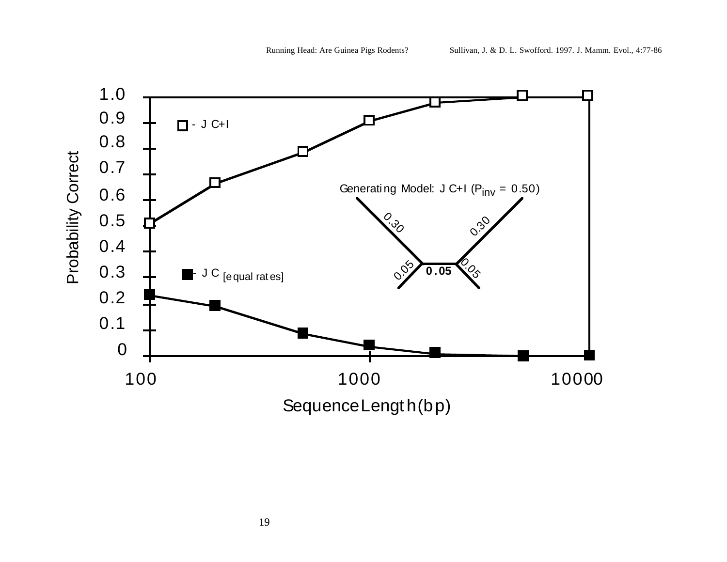Generating Model: JC+I ($P_{inv}$ = 0.50)

0.30 | 0.30 | 0.05 | **0.05** | 0.05

□ - JC+I

■ - JC [equal rates]

Probability Correct

Sequence Length (bp)

| Axis | Values |
| --- | --- |
| Probability Correct (y-axis) | 0, 0.1, 0.2, 0.3, 0.4, 0.5, 0.6, 0.7, 0.8, 0.9, 1.0 |
| Sequence Length (bp) (x-axis) | 100, 1000, 10000 |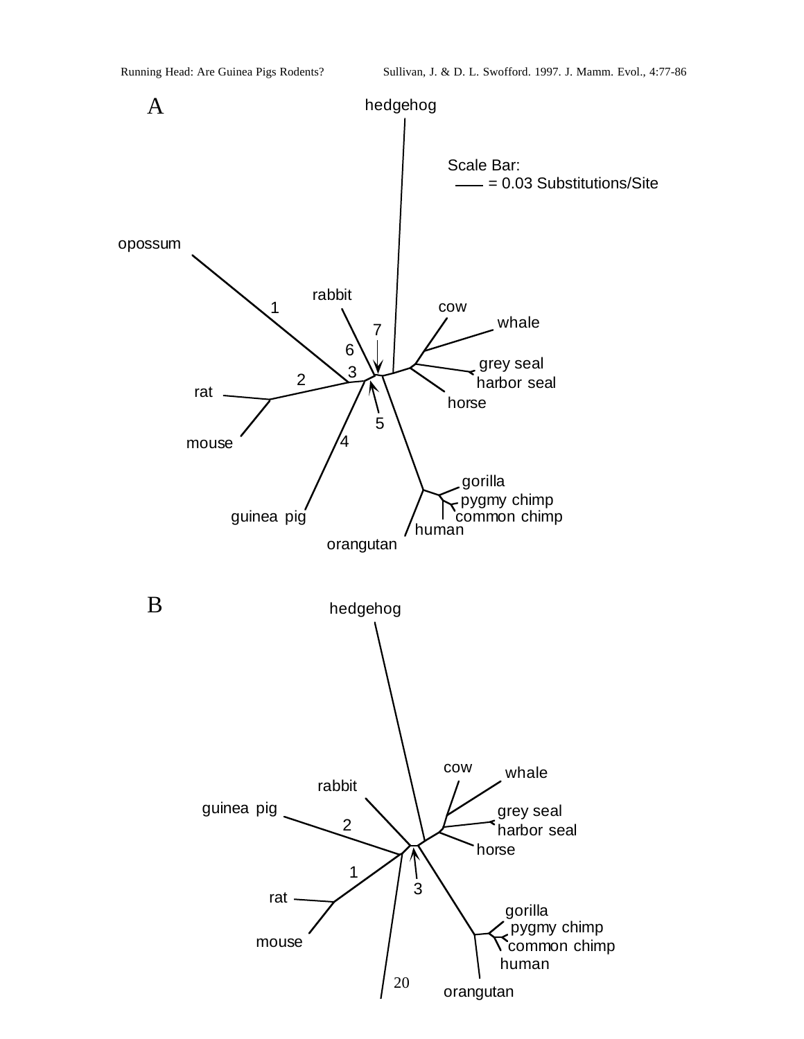A

hedgehog

Scale Bar:
—— = 0.03 Substitutions/Site

opossum

rabbit

1

cow

whale

7

6

grey seal

3

2

harbor seal

rat

horse

5

mouse

4

gorilla

pygmy chimp

guinea pig

common chimp

human

orangutan

B

hedgehog

cow

whale

rabbit

guinea pig

grey seal

2

harbor seal

horse

1

3

rat

gorilla

pygmy chimp

mouse

common chimp

human

orangutan